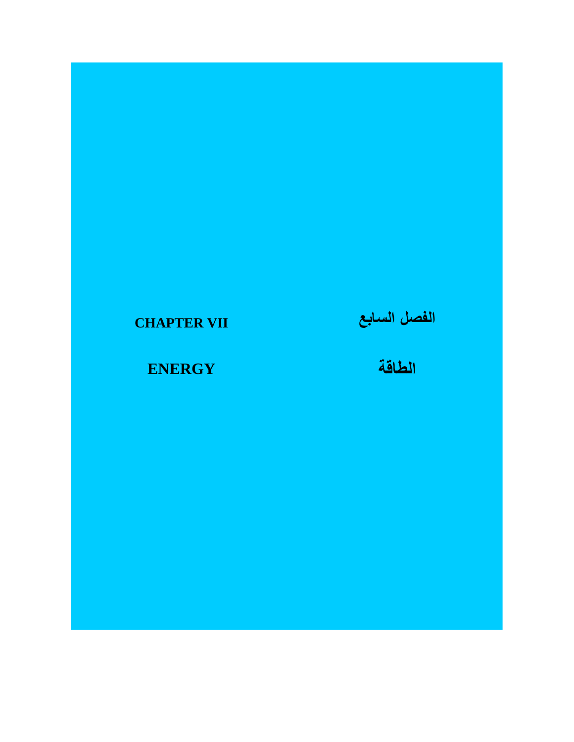# CHAPTER VII

# ENERGY

# الفصل السابع

# الطاقة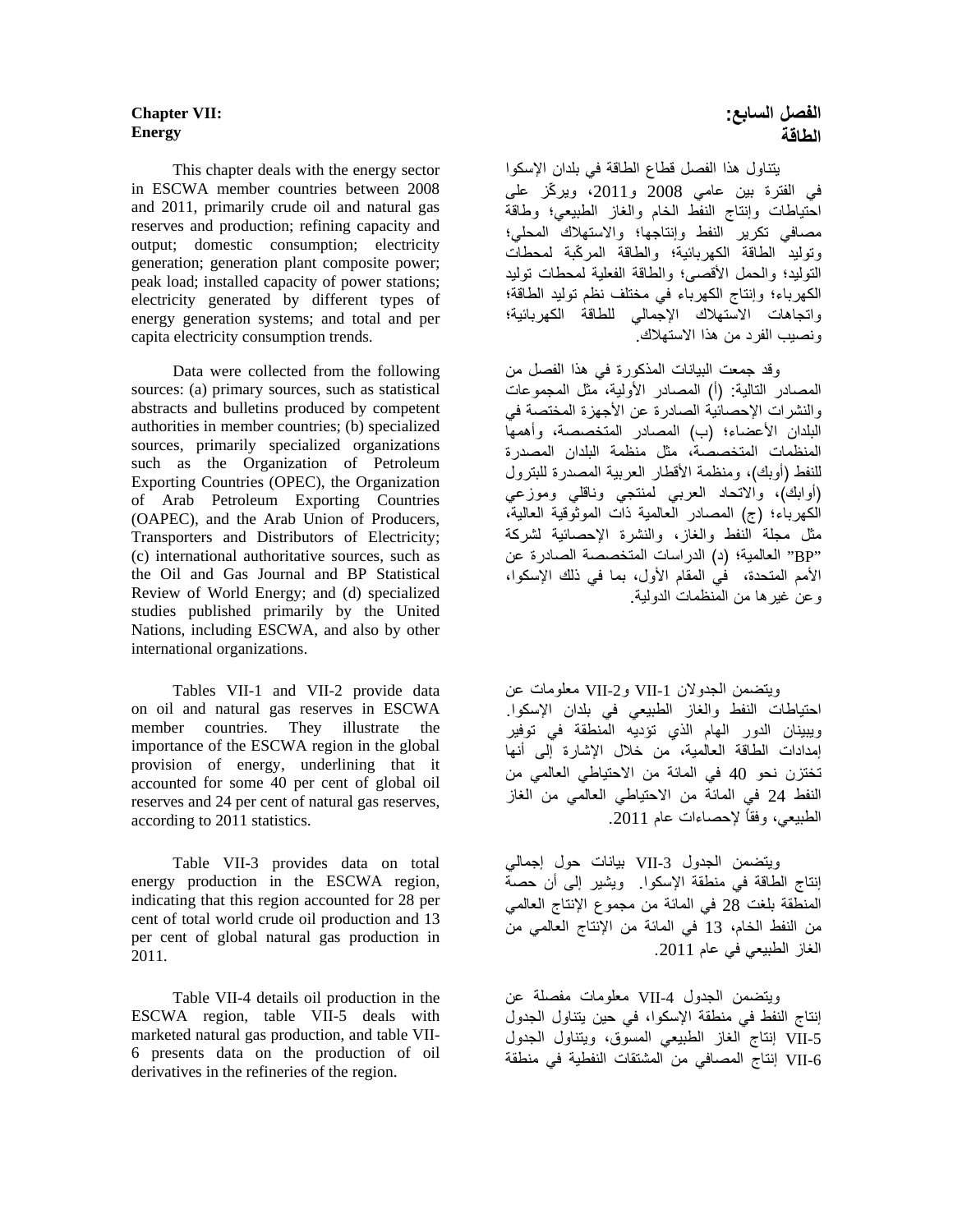# Chapter VII: Energy

This chapter deals with the energy sector in ESCWA member countries between 2008 and 2011, primarily crude oil and natural gas reserves and production; refining capacity and output; domestic consumption; electricity generation; generation plant composite power; peak load; installed capacity of power stations; electricity generated by different types of energy generation systems; and total and per capita electricity consumption trends.

Data were collected from the following sources: (a) primary sources, such as statistical abstracts and bulletins produced by competent authorities in member countries; (b) specialized sources, primarily specialized organizations such as the Organization of Petroleum Exporting Countries (OPEC), the Organization of Arab Petroleum Exporting Countries (OAPEC), and the Arab Union of Producers, Transporters and Distributors of Electricity; (c) international authoritative sources, such as the Oil and Gas Journal and BP Statistical Review of World Energy; and (d) specialized studies published primarily by the United Nations, including ESCWA, and also by other international organizations.

Tables VII-1 and VII-2 provide data on oil and natural gas reserves in ESCWA member countries. They illustrate the importance of the ESCWA region in the global provision of energy, underlining that it accounted for some 40 per cent of global oil reserves and 24 per cent of natural gas reserves, according to 2011 statistics.

Table VII-3 provides data on total energy production in the ESCWA region, indicating that this region accounted for 28 per cent of total world crude oil production and 13 per cent of global natural gas production in 2011.

Table VII-4 details oil production in the ESCWA region, table VII-5 deals with marketed natural gas production, and table VII-6 presents data on the production of oil derivatives in the refineries of the region.

# الفصل السابع: الطاقة

يتناول هذا الفصل قطاع الطاقة في بلدان الإسكوا في الفترة بين عامي 2008 و2011، ويركّز على احتياطات وإنتاج النفط الخام والغاز الطبيعي؛ وطاقة مصافي تكرير النفط وإنتاجها؛ والاستهلاك المحلي؛ وتوليد الطاقة الكهربائية؛ والطاقة المركّبة لمحطات التوليد؛ والحمل الأقصى؛ والطاقة الفعلية لمحطات توليد الكهرباء؛ وإنتاج الكهرباء في مختلف نظم توليد الطاقة؛ واتجاهات الاستهلاك الإجمالي للطاقة الكهربائية؛ ونصيب الفرد من هذا الاستهلاك.

وقد جمعت البيانات المذكورة في هذا الفصل من المصادر التالية: (أ) المصادر الأولية، مثل المجموعات والنشرات الإحصائية الصادرة عن الأجهزة المختصة في البلدان الأعضاء؛ (ب) المصادر المتخصصة، وأهمها المنظمات المتخصصة، مثل منظمة البلدان المصدرة للنفط (أوبك)، ومنظمة الأقطار العربية المصدرة للبترول (أوابك)، والاتحاد العربي لمنتجي وناقلي وموزعي الكهرباء؛ (ج) المصادر العالمية ذات الموثوقية العالية، مثل مجلة النفط والغاز، والنشرة الإحصائية لشركة "BP" العالمية؛ (د) الدراسات المتخصصة الصادرة عن الأمم المتحدة، في المقام الأول، بما في ذلك الإسكوا، وعن غيرها من المنظمات الدولية.

ويتضمن الجدولان VII-1 وVII-2 معلومات عن احتياطات النفط والغاز الطبيعي في بلدان الإسكوا. ويبينان الدور الهام الذي تؤديه المنطقة في توفير إمدادات الطاقة العالمية، من خلال الإشارة إلى أنها تختزن نحو 40 في المائة من الاحتياطي العالمي من النفط 24 في المائة من الاحتياطي العالمي من الغاز الطبيعي، وفقاً لإحصاءات عام 2011.

ويتضمن الجدول VII-3 بيانات حول إجمالي إنتاج الطاقة في منطقة الإسكوا. ويشير إلى أن حصة المنطقة بلغت 28 في المائة من مجموع الإنتاج العالمي من النفط الخام، 13 في المائة من الإنتاج العالمي من الغاز الطبيعي في عام 2011.

ويتضمن الجدول VII-4 معلومات مفصلة عن إنتاج النفط في منطقة الإسكوا، في حين يتناول الجدول VII-5 إنتاج الغاز الطبيعي المسوق، ويتناول الجدول VII-6 إنتاج المصافي من المشتقات النفطية في منطقة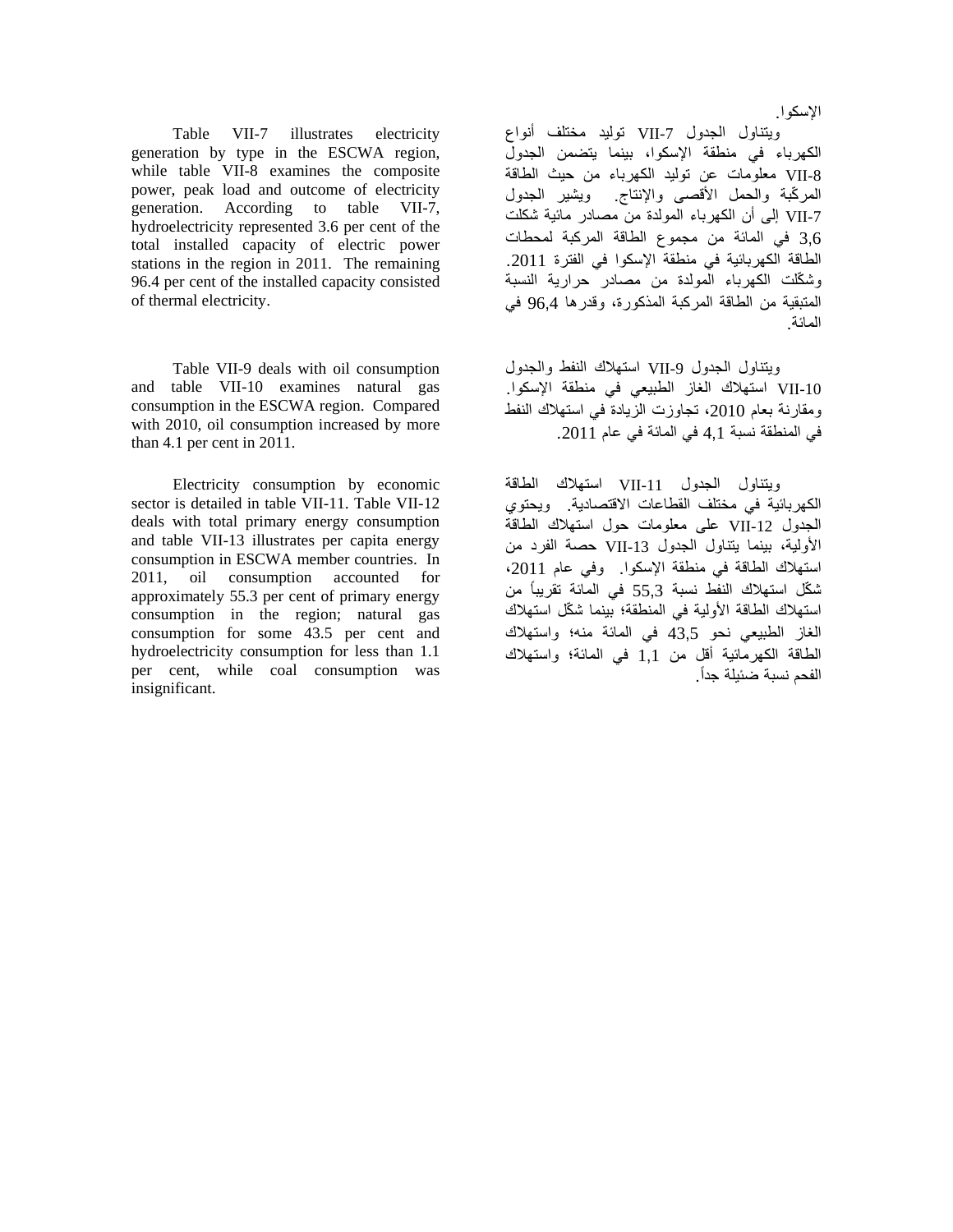Table VII-7 illustrates electricity generation by type in the ESCWA region, while table VII-8 examines the composite power, peak load and outcome of electricity generation. According to table VII-7, hydroelectricity represented 3.6 per cent of the total installed capacity of electric power stations in the region in 2011. The remaining 96.4 per cent of the installed capacity consisted of thermal electricity.

Table VII-9 deals with oil consumption and table VII-10 examines natural gas consumption in the ESCWA region. Compared with 2010, oil consumption increased by more than 4.1 per cent in 2011.

Electricity consumption by economic sector is detailed in table VII-11. Table VII-12 deals with total primary energy consumption and table VII-13 illustrates per capita energy consumption in ESCWA member countries. In 2011, oil consumption accounted for approximately 55.3 per cent of primary energy consumption in the region; natural gas consumption for some 43.5 per cent and hydroelectricity consumption for less than 1.1 per cent, while coal consumption was insignificant.

الإسكوا.

ويتناول الجدول VII-7 توليد مختلف أنواع الكهرباء في منطقة الإسكوا، بينما يتضمن الجدول VII-8 معلومات عن توليد الكهرباء من حيث الطاقة المركّبة والحمل الأقصى والإنتاج. ويشير الجدول VII-7 إلى أن الكهرباء المولدة من مصادر مائية شكلت 3,6 في المائة من مجموع الطاقة المركبة لمحطات الطاقة الكهربائية في منطقة الإسكوا في الفترة 2011. وشكّلت الكهرباء المولدة من مصادر حرارية النسبة المتبقية من الطاقة المركبة المذكورة، وقدرها 96,4 في المائة.

ويتناول الجدول VII-9 استهلاك النفط والجدول VII-10 استهلاك الغاز الطبيعي في منطقة الإسكوا. ومقارنة بعام 2010، تجاوزت الزيادة في استهلاك النفط في المنطقة نسبة 4,1 في المائة في عام 2011.

ويتناول الجدول VII-11 استهلاك الطاقة الكهربائية في مختلف القطاعات الاقتصادية. ويحتوي الجدول VII-12 على معلومات حول استهلاك الطاقة الأولية، بينما يتناول الجدول VII-13 حصة الفرد من استهلاك الطاقة في منطقة الإسكوا. وفي عام 2011، شكّل استهلاك النفط نسبة 55,3 في المائة تقريباً من استهلاك الطاقة الأولية في المنطقة؛ بينما شكّل استهلاك الغاز الطبيعي نحو 43,5 في المائة منه؛ واستهلاك الطاقة الكهرمائية أقل من 1,1 في المائة؛ واستهلاك الفحم نسبة ضئيلة جداً.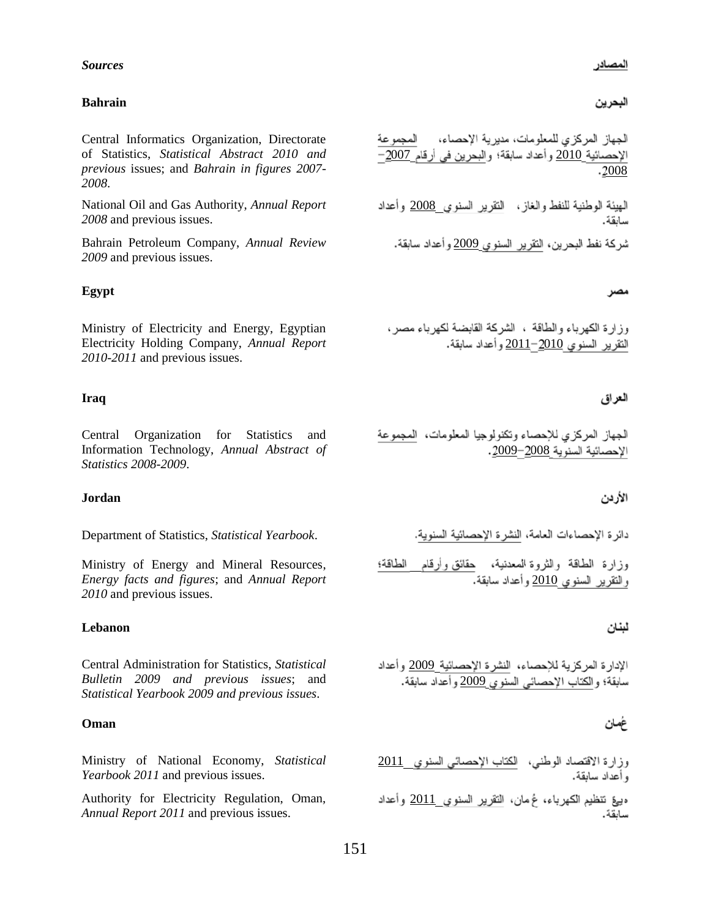## *Sources*

## المصادر

### Bahrain

### البحرين

Central Informatics Organization, Directorate of Statistics, *Statistical Abstract 2010 and previous* issues; and *Bahrain in figures 2007-2008*.

الجهاز المركزي للمعلومات، مديرية الاحصاء، المجموعة الإحصائية 2010 وأعداد سابقة؛ والبحرين في أرقام 2007–2008.

National Oil and Gas Authority, *Annual Report 2008* and previous issues.

الهيئة الوطنية للنفط والغاز، التقرير السنوي 2008 وأعداد سابقة.

Bahrain Petroleum Company, *Annual Review 2009* and previous issues.

شركة نفط البحرين، التقرير السنوي 2009 وأعداد سابقة.

### Egypt

### مصر

Ministry of Electricity and Energy, Egyptian Electricity Holding Company, *Annual Report 2010-2011* and previous issues.

وزارة الكهرباء والطاقة ، الشركة القابضة لكهرباء مصر، التقرير السنوي 2010–2011 وأعداد سابقة.

### Iraq

### العراق

Central Organization for Statistics and Information Technology, *Annual Abstract of Statistics 2008-2009*.

الجهاز المركزي للإحصاء وتكنولوجيا المعلومات، المجموعة الإحصائية السنوية 2008–2009.

### Jordan

### الأردن

Department of Statistics, *Statistical Yearbook*.

دائرة الإحصاءات العامة، النشرة الإحصائية السنوية.

Ministry of Energy and Mineral Resources, *Energy facts and figures*; and *Annual Report 2010* and previous issues.

وزارة الطاقة والثروة المعدنية، حقائق وأرقام الطاقة؛ والتقرير السنوي 2010 وأعداد سابقة.

### Lebanon

### لبنان

Central Administration for Statistics, *Statistical Bulletin 2009 and previous issues*; and *Statistical Yearbook 2009 and previous issues*.

الإدارة المركزية للإحصاء، النشرة الإحصائية 2009 وأعداد سابقة؛ والكتاب الإحصائي السنوي 2009 وأعداد سابقة.

### Oman

### عُمان

Ministry of National Economy, *Statistical Yearbook 2011* and previous issues.

وزارة الاقتصاد الوطني، الكتاب الإحصائي السنوي 2011 وأعداد سابقة.

Authority for Electricity Regulation, Oman, *Annual Report 2011* and previous issues.

هيئة تنظيم الكهرباء، عُمان، التقرير السنوي 2011 وأعداد سابقة.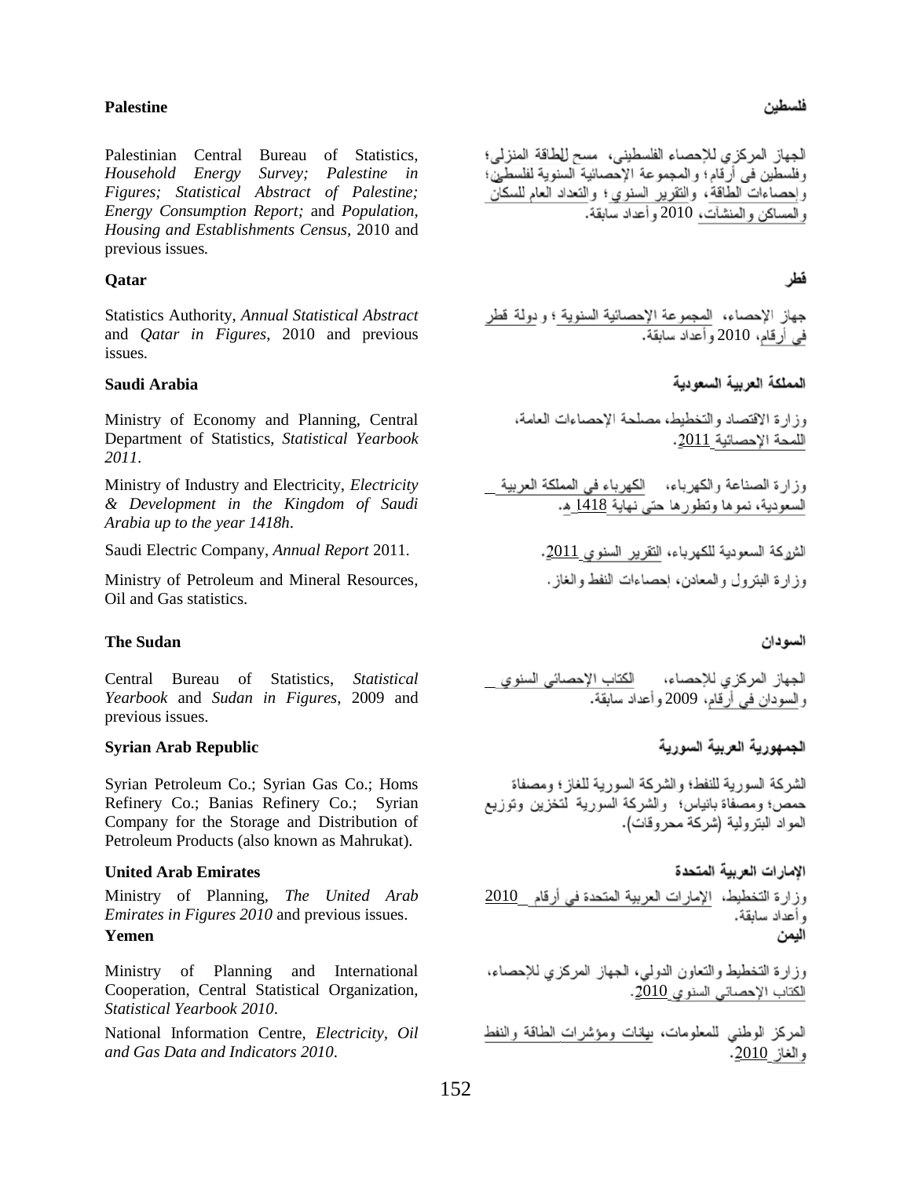**Palestine**

Palestinian Central Bureau of Statistics, *Household Energy Survey; Palestine in Figures; Statistical Abstract of Palestine; Energy Consumption Report;* and *Population, Housing and Establishments Census*, 2010 and previous issues.

**فلسطين**

الجهاز المركزي للإحصاء الفلسطيني، مسح الطاقة المنزلي؛ وفلسطين في أرقام؛ والمجموعة الإحصائية السنوية لفلسطين؛ وإحصاءات الطاقة، والتقرير السنوي؛ والتعداد العام للسكان والمساكن والمنشآت، 2010 وأعداد سابقة.

**Qatar**

Statistics Authority, *Annual Statistical Abstract* and *Qatar in Figures*, 2010 and previous issues.

**قطر**

جهاز الإحصاء، المجموعة الإحصائية السنوية؛ ودولة قطر في أرقام، 2010 وأعداد سابقة.

**Saudi Arabia**

Ministry of Economy and Planning, Central Department of Statistics, *Statistical Yearbook 2011*.

Ministry of Industry and Electricity, *Electricity & Development in the Kingdom of Saudi Arabia up to the year 1418h*.

Saudi Electric Company, *Annual Report* 2011.

Ministry of Petroleum and Mineral Resources, Oil and Gas statistics.

**المملكة العربية السعودية**

وزارة الاقتصاد والتخطيط، مصلحة الاحصاءات العامة، اللمحة الإحصائية 2011.

وزارة الصناعة والكهرباء، الكهرباء في المملكة العربية السعودية، نموها وتطورها حتى نهاية 1418 هـ.

الشركة السعودية للكهرباء، التقرير السنوي 2011.

وزارة البترول والمعادن، إحصاءات النفط والغاز.

**The Sudan**

Central Bureau of Statistics, *Statistical Yearbook* and *Sudan in Figures*, 2009 and previous issues.

**السودان**

الجهاز المركزي للإحصاء، الكتاب الإحصائي السنوي والسودان في أرقام، 2009 وأعداد سابقة.

**Syrian Arab Republic**

Syrian Petroleum Co.; Syrian Gas Co.; Homs Refinery Co.; Banias Refinery Co.; Syrian Company for the Storage and Distribution of Petroleum Products (also known as Mahrukat).

**الجمهورية العربية السورية**

الشركة السورية للنفط؛ والشركة السورية للغاز؛ ومصفاة حمص؛ ومصفاة بانياس؛ والشركة السورية لتخزين وتوزيع المواد البترولية (شركة محروقات).

**United Arab Emirates**

Ministry of Planning, *The United Arab Emirates in Figures 2010* and previous issues.

**الإمارات العربية المتحدة**

وزارة التخطيط، الإمارات العربية المتحدة في أرقام 2010 وأعداد سابقة.

**Yemen**

Ministry of Planning and International Cooperation, Central Statistical Organization, *Statistical Yearbook 2010*.

National Information Centre, *Electricity, Oil and Gas Data and Indicators 2010*.

**اليمن**

وزارة التخطيط والتعاون الدولي، الجهاز المركزي للإحصاء، الكتاب الإحصائي السنوي 2010.

المركز الوطني للمعلومات، بيانات ومؤشرات الطاقة والنفط والغاز 2010.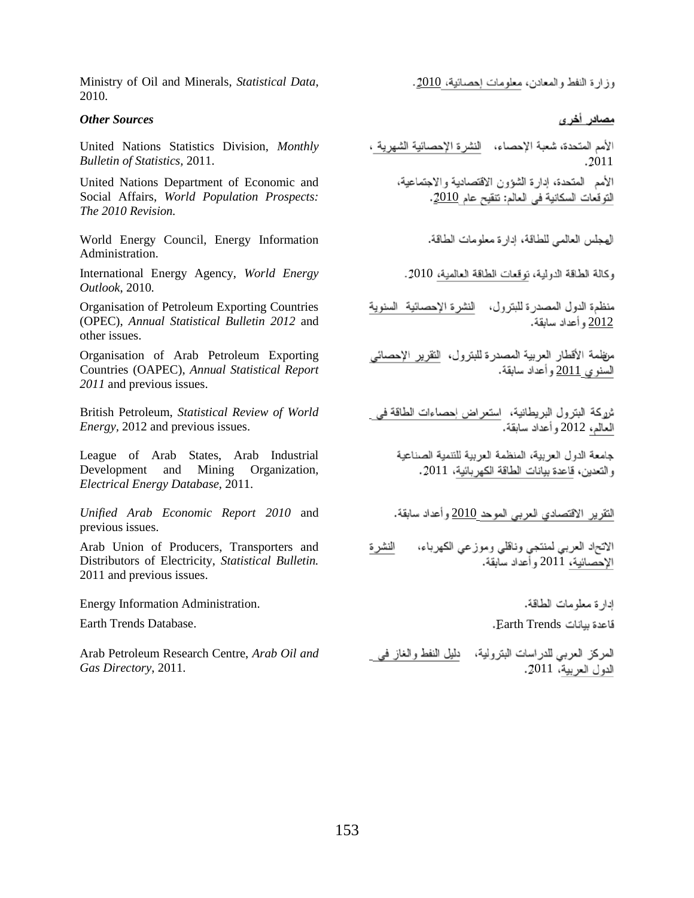Ministry of Oil and Minerals, *Statistical Data*, 2010.

وزارة النفط والمعادن، معلومات إحصائية، 2010.

### *Other Sources*

### مصادر أخرى

United Nations Statistics Division, *Monthly Bulletin of Statistics*, 2011.

الأمم المتحدة، شعبة الإحصاء، النشرة الإحصائية الشهرية ، 2011.

United Nations Department of Economic and Social Affairs, *World Population Prospects: The 2010 Revision.*

الأمم المتحدة، إدارة الشؤون الاقتصادية والاجتماعية، التوقعات السكانية في العالم: تنقيح عام 2010.

World Energy Council, Energy Information Administration.

المجلس العالمي للطاقة، إدارة معلومات الطاقة.

International Energy Agency, *World Energy Outlook*, 2010.

وكالة الطاقة الدولية، توقعات الطاقة العالمية، 2010.

Organisation of Petroleum Exporting Countries (OPEC), *Annual Statistical Bulletin 2012* and other issues.

منظمة الدول المصدرة للبترول، النشرة الإحصائية السنوية 2012 وأعداد سابقة.

Organisation of Arab Petroleum Exporting Countries (OAPEC), *Annual Statistical Report 2011* and previous issues.

منظمة الأقطار العربية المصدرة للبترول، التقرير الإحصائي السنوي 2011 وأعداد سابقة.

British Petroleum, *Statistical Review of World Energy*, 2012 and previous issues.

شركة البترول البريطانية، استعراض إحصاءات الطاقة في العالم، 2012 وأعداد سابقة.

League of Arab States, Arab Industrial Development and Mining Organization, *Electrical Energy Database*, 2011.

جامعة الدول العربية، المنظمة العربية للتنمية الصناعية والتعدين، قاعدة بيانات الطاقة الكهربائية، 2011.

*Unified Arab Economic Report 2010* and previous issues.

التقرير الاقتصادي العربي الموحد 2010 وأعداد سابقة.

Arab Union of Producers, Transporters and Distributors of Electricity, *Statistical Bulletin.* 2011 and previous issues.

الاتحاد العربي لمنتجي وناقلي وموزعي الكهرباء، النشرة الإحصائية، 2011 وأعداد سابقة.

Energy Information Administration.

إدارة معلومات الطاقة.

Earth Trends Database.

قاعدة بيانات Earth Trends.

Arab Petroleum Research Centre, *Arab Oil and Gas Directory*, 2011.

المركز العربي للدراسات البترولية، دليل النفط والغاز في الدول العربية، 2011.